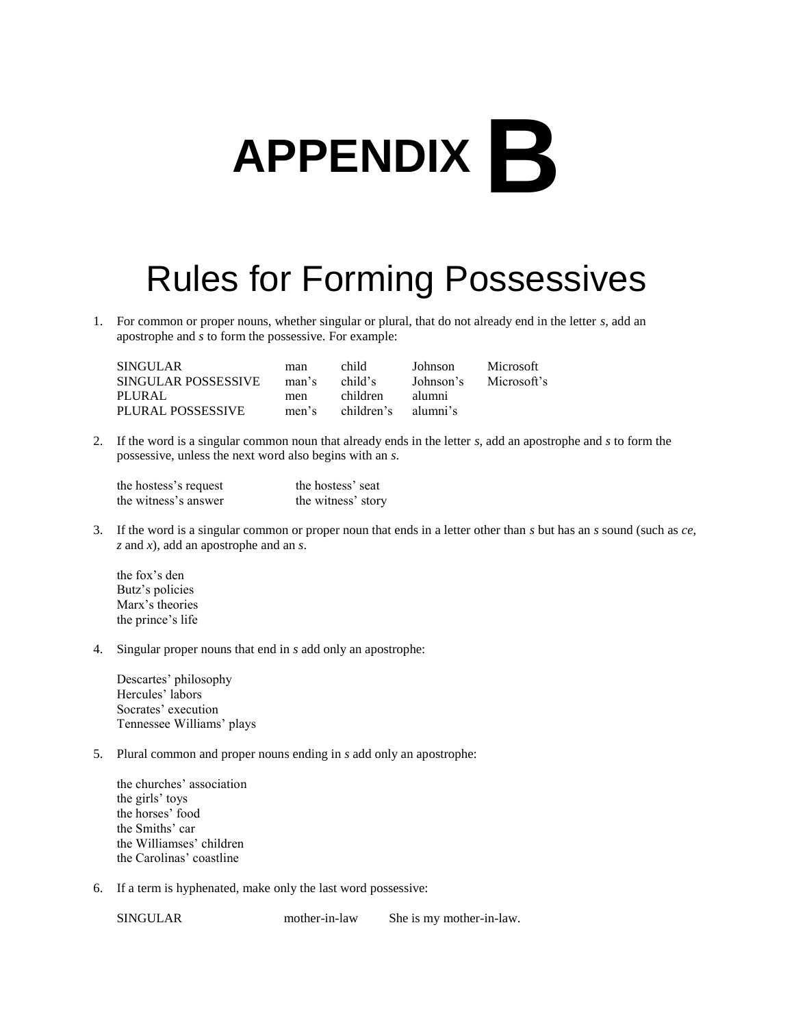# APPENDIX B

## Rules for Forming Possessives

1. For common or proper nouns, whether singular or plural, that do not already end in the letter *s*, add an apostrophe and *s* to form the possessive. For example:

| | | | | |
|---|---|---|---|---|
| SINGULAR | man | child | Johnson | Microsoft |
| SINGULAR POSSESSIVE | man’s | child’s | Johnson’s | Microsoft’s |
| PLURAL | men | children | alumni | |
| PLURAL POSSESSIVE | men’s | children’s | alumni’s | |

2. If the word is a singular common noun that already ends in the letter *s,* add an apostrophe and *s* to form the possessive, unless the next word also begins with an *s*.

| | |
|---|---|
| the hostess’s request | the hostess’ seat |
| the witness’s answer | the witness’ story |

3. If the word is a singular common or proper noun that ends in a letter other than *s* but has an *s* sound (such as *ce*, *z* and *x*), add an apostrophe and an *s*.

   the fox’s den
   Butz’s policies
   Marx’s theories
   the prince’s life

4. Singular proper nouns that end in *s* add only an apostrophe:

   Descartes’ philosophy
   Hercules’ labors
   Socrates’ execution
   Tennessee Williams’ plays

5. Plural common and proper nouns ending in *s* add only an apostrophe:

   the churches’ association
   the girls’ toys
   the horses’ food
   the Smiths’ car
   the Williamses’ children
   the Carolinas’ coastline

6. If a term is hyphenated, make only the last word possessive:

| | | |
|---|---|---|
| SINGULAR | mother-in-law | She is my mother-in-law. |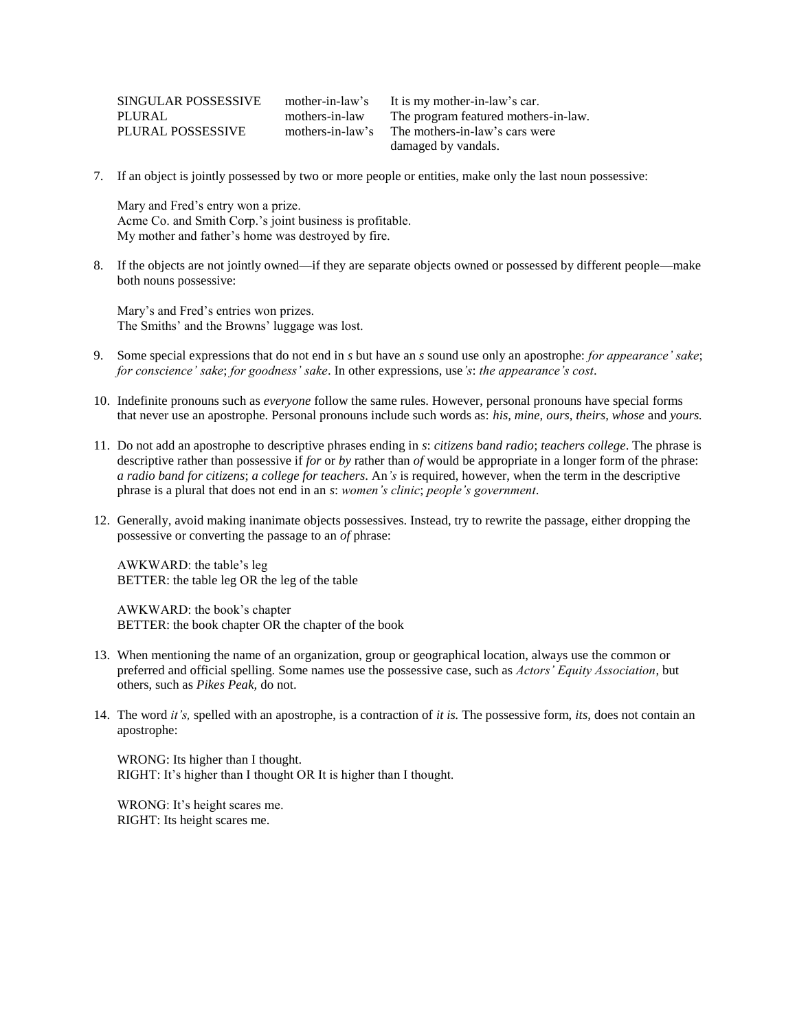| | | |
|---|---|---|
| SINGULAR POSSESSIVE | mother-in-law's | It is my mother-in-law's car. |
| PLURAL | mothers-in-law | The program featured mothers-in-law. |
| PLURAL POSSESSIVE | mothers-in-law's | The mothers-in-law's cars were damaged by vandals. |

7. If an object is jointly possessed by two or more people or entities, make only the last noun possessive:

   Mary and Fred's entry won a prize.
   Acme Co. and Smith Corp.'s joint business is profitable.
   My mother and father's home was destroyed by fire.

8. If the objects are not jointly owned—if they are separate objects owned or possessed by different people—make both nouns possessive:

   Mary's and Fred's entries won prizes.
   The Smiths' and the Browns' luggage was lost.

9. Some special expressions that do not end in *s* but have an *s* sound use only an apostrophe: *for appearance' sake*; *for conscience' sake*; *for goodness' sake*. In other expressions, use*'s*: *the appearance's cost*.

10. Indefinite pronouns such as *everyone* follow the same rules. However, personal pronouns have special forms that never use an apostrophe. Personal pronouns include such words as: *his, mine, ours, theirs, whose* and *yours.*

11. Do not add an apostrophe to descriptive phrases ending in *s*: *citizens band radio*; *teachers college*. The phrase is descriptive rather than possessive if *for* or *by* rather than *of* would be appropriate in a longer form of the phrase: *a radio band for citizens*; *a college for teachers*. An*'s* is required, however, when the term in the descriptive phrase is a plural that does not end in an *s*: *women's clinic*; *people's government*.

12. Generally, avoid making inanimate objects possessives. Instead, try to rewrite the passage, either dropping the possessive or converting the passage to an *of* phrase:

    AWKWARD: the table's leg
    BETTER: the table leg OR the leg of the table

    AWKWARD: the book's chapter
    BETTER: the book chapter OR the chapter of the book

13. When mentioning the name of an organization, group or geographical location, always use the common or preferred and official spelling. Some names use the possessive case, such as *Actors' Equity Association*, but others, such as *Pikes Peak,* do not.

14. The word *it's,* spelled with an apostrophe, is a contraction of *it is.* The possessive form, *its,* does not contain an apostrophe:

    WRONG: Its higher than I thought.
    RIGHT: It's higher than I thought OR It is higher than I thought.

    WRONG: It's height scares me.
    RIGHT: Its height scares me.